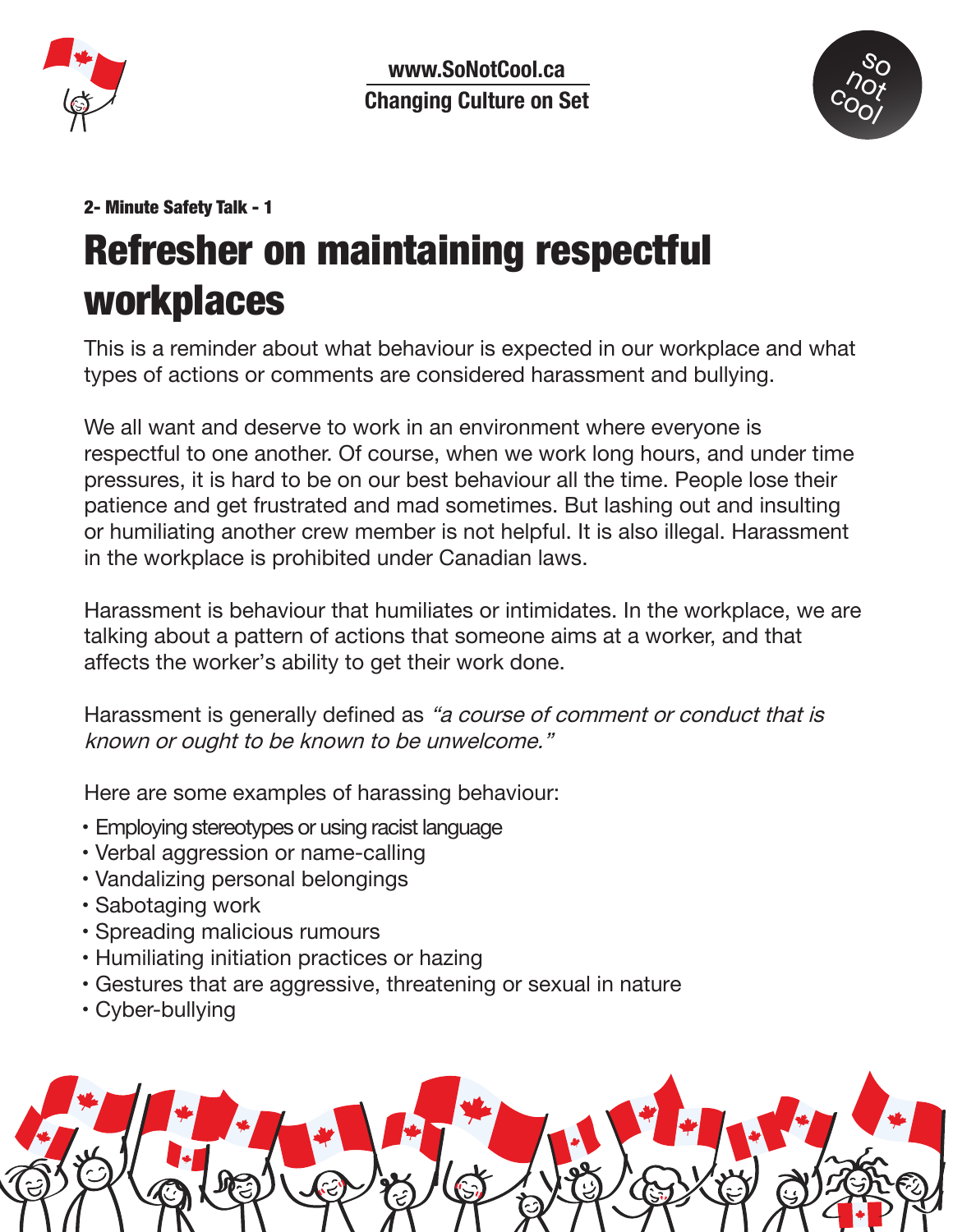www.SoNotCool.ca

Changing Culture on Set

so not cool

**2- Minute Safety Talk - 1**

# Refresher on maintaining respectful workplaces

This is a reminder about what behaviour is expected in our workplace and what types of actions or comments are considered harassment and bullying.

We all want and deserve to work in an environment where everyone is respectful to one another. Of course, when we work long hours, and under time pressures, it is hard to be on our best behaviour all the time. People lose their patience and get frustrated and mad sometimes. But lashing out and insulting or humiliating another crew member is not helpful. It is also illegal. Harassment in the workplace is prohibited under Canadian laws.

Harassment is behaviour that humiliates or intimidates. In the workplace, we are talking about a pattern of actions that someone aims at a worker, and that affects the worker's ability to get their work done.

Harassment is generally defined as *"a course of comment or conduct that is known or ought to be known to be unwelcome."*

Here are some examples of harassing behaviour:

- Employing stereotypes or using racist language
- Verbal aggression or name-calling
- Vandalizing personal belongings
- Sabotaging work
- Spreading malicious rumours
- Humiliating initiation practices or hazing
- Gestures that are aggressive, threatening or sexual in nature
- Cyber-bullying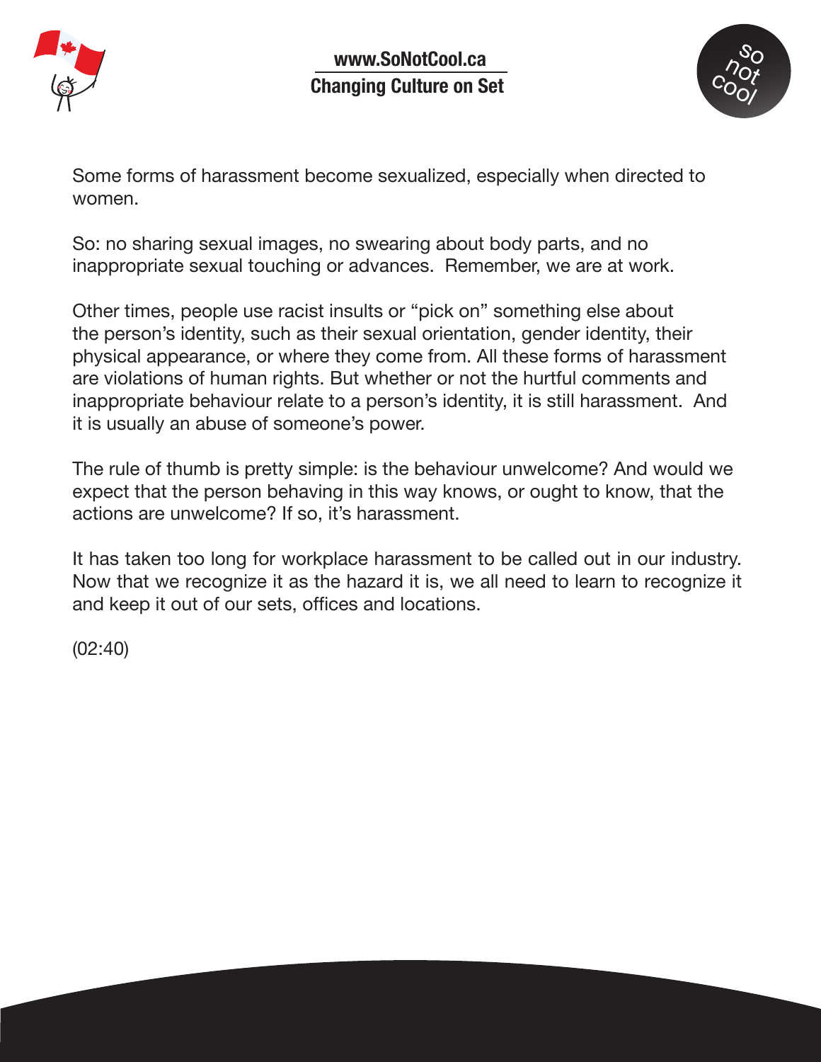Some forms of harassment become sexualized, especially when directed to women.

So: no sharing sexual images, no swearing about body parts, and no inappropriate sexual touching or advances.  Remember, we are at work.

Other times, people use racist insults or “pick on” something else about the person’s identity, such as their sexual orientation, gender identity, their physical appearance, or where they come from. All these forms of harassment are violations of human rights. But whether or not the hurtful comments and inappropriate behaviour relate to a person’s identity, it is still harassment.  And it is usually an abuse of someone’s power.

The rule of thumb is pretty simple: is the behaviour unwelcome? And would we expect that the person behaving in this way knows, or ought to know, that the actions are unwelcome? If so, it’s harassment.

It has taken too long for workplace harassment to be called out in our industry. Now that we recognize it as the hazard it is, we all need to learn to recognize it and keep it out of our sets, offices and locations.

(02:40)